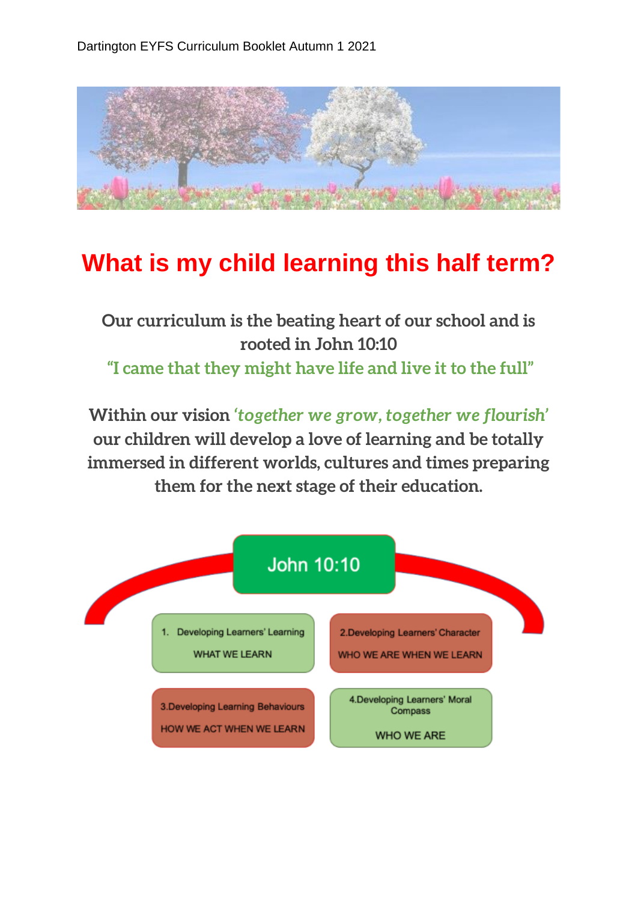# What is my child learning this half term?

**Our curriculum is the beating heart of our school and is rooted in John 10:10**

**"I came that they might have life and live it to the full"**

**Within our vision *'together we grow, together we flourish'* our children will develop a love of learning and be totally immersed in different worlds, cultures and times preparing them for the next stage of their education.**

John 10:10

1. Developing Learners' Learning
   WHAT WE LEARN

2. Developing Learners' Character
   WHO WE ARE WHEN WE LEARN

3. Developing Learning Behaviours
   HOW WE ACT WHEN WE LEARN

4. Developing Learners' Moral Compass
   WHO WE ARE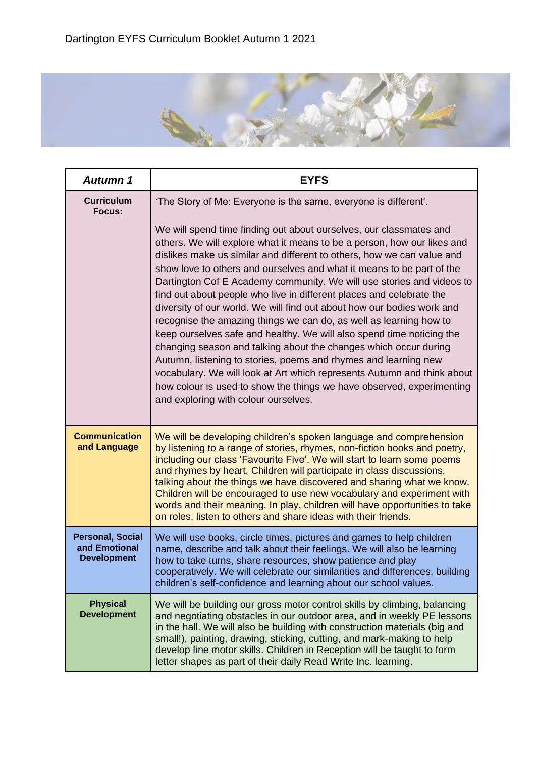Dartington EYFS Curriculum Booklet Autumn 1 2021

| *Autumn 1* | EYFS |
|---|---|
| **Curriculum Focus:** | 'The Story of Me: Everyone is the same, everyone is different'.<br><br>We will spend time finding out about ourselves, our classmates and others. We will explore what it means to be a person, how our likes and dislikes make us similar and different to others, how we can value and show love to others and ourselves and what it means to be part of the Dartington Cof E Academy community. We will use stories and videos to find out about people who live in different places and celebrate the diversity of our world. We will find out about how our bodies work and recognise the amazing things we can do, as well as learning how to keep ourselves safe and healthy. We will also spend time noticing the changing season and talking about the changes which occur during Autumn, listening to stories, poems and rhymes and learning new vocabulary. We will look at Art which represents Autumn and think about how colour is used to show the things we have observed, experimenting and exploring with colour ourselves. |
| **Communication and Language** | We will be developing children's spoken language and comprehension by listening to a range of stories, rhymes, non-fiction books and poetry, including our class 'Favourite Five'. We will start to learn some poems and rhymes by heart. Children will participate in class discussions, talking about the things we have discovered and sharing what we know. Children will be encouraged to use new vocabulary and experiment with words and their meaning. In play, children will have opportunities to take on roles, listen to others and share ideas with their friends. |
| **Personal, Social and Emotional Development** | We will use books, circle times, pictures and games to help children name, describe and talk about their feelings. We will also be learning how to take turns, share resources, show patience and play cooperatively. We will celebrate our similarities and differences, building children's self-confidence and learning about our school values. |
| **Physical Development** | We will be building our gross motor control skills by climbing, balancing and negotiating obstacles in our outdoor area, and in weekly PE lessons in the hall. We will also be building with construction materials (big and small!), painting, drawing, sticking, cutting, and mark-making to help develop fine motor skills. Children in Reception will be taught to form letter shapes as part of their daily Read Write Inc. learning. |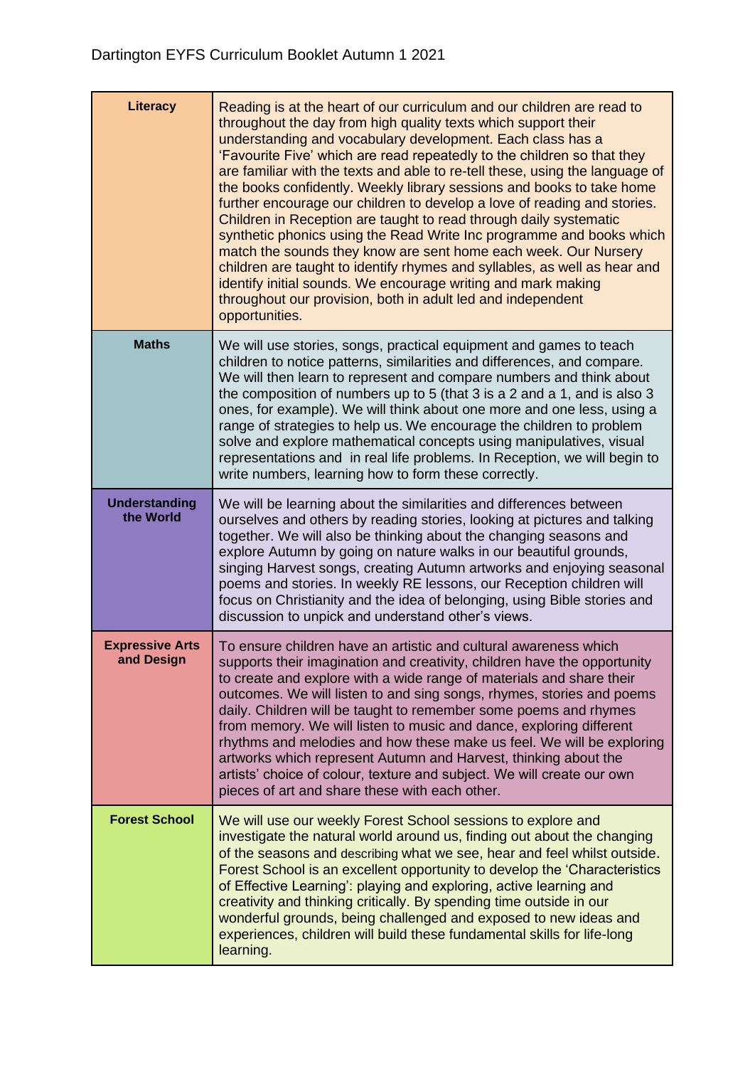| | |
|---|---|
| **Literacy** | Reading is at the heart of our curriculum and our children are read to throughout the day from high quality texts which support their understanding and vocabulary development. Each class has a 'Favourite Five' which are read repeatedly to the children so that they are familiar with the texts and able to re-tell these, using the language of the books confidently. Weekly library sessions and books to take home further encourage our children to develop a love of reading and stories. Children in Reception are taught to read through daily systematic synthetic phonics using the Read Write Inc programme and books which match the sounds they know are sent home each week. Our Nursery children are taught to identify rhymes and syllables, as well as hear and identify initial sounds. We encourage writing and mark making throughout our provision, both in adult led and independent opportunities. |
| **Maths** | We will use stories, songs, practical equipment and games to teach children to notice patterns, similarities and differences, and compare. We will then learn to represent and compare numbers and think about the composition of numbers up to 5 (that 3 is a 2 and a 1, and is also 3 ones, for example). We will think about one more and one less, using a range of strategies to help us. We encourage the children to problem solve and explore mathematical concepts using manipulatives, visual representations and in real life problems. In Reception, we will begin to write numbers, learning how to form these correctly. |
| **Understanding the World** | We will be learning about the similarities and differences between ourselves and others by reading stories, looking at pictures and talking together. We will also be thinking about the changing seasons and explore Autumn by going on nature walks in our beautiful grounds, singing Harvest songs, creating Autumn artworks and enjoying seasonal poems and stories. In weekly RE lessons, our Reception children will focus on Christianity and the idea of belonging, using Bible stories and discussion to unpick and understand other's views. |
| **Expressive Arts and Design** | To ensure children have an artistic and cultural awareness which supports their imagination and creativity, children have the opportunity to create and explore with a wide range of materials and share their outcomes. We will listen to and sing songs, rhymes, stories and poems daily. Children will be taught to remember some poems and rhymes from memory. We will listen to music and dance, exploring different rhythms and melodies and how these make us feel. We will be exploring artworks which represent Autumn and Harvest, thinking about the artists' choice of colour, texture and subject. We will create our own pieces of art and share these with each other. |
| **Forest School** | We will use our weekly Forest School sessions to explore and investigate the natural world around us, finding out about the changing of the seasons and describing what we see, hear and feel whilst outside. Forest School is an excellent opportunity to develop the 'Characteristics of Effective Learning': playing and exploring, active learning and creativity and thinking critically. By spending time outside in our wonderful grounds, being challenged and exposed to new ideas and experiences, children will build these fundamental skills for life-long learning. |